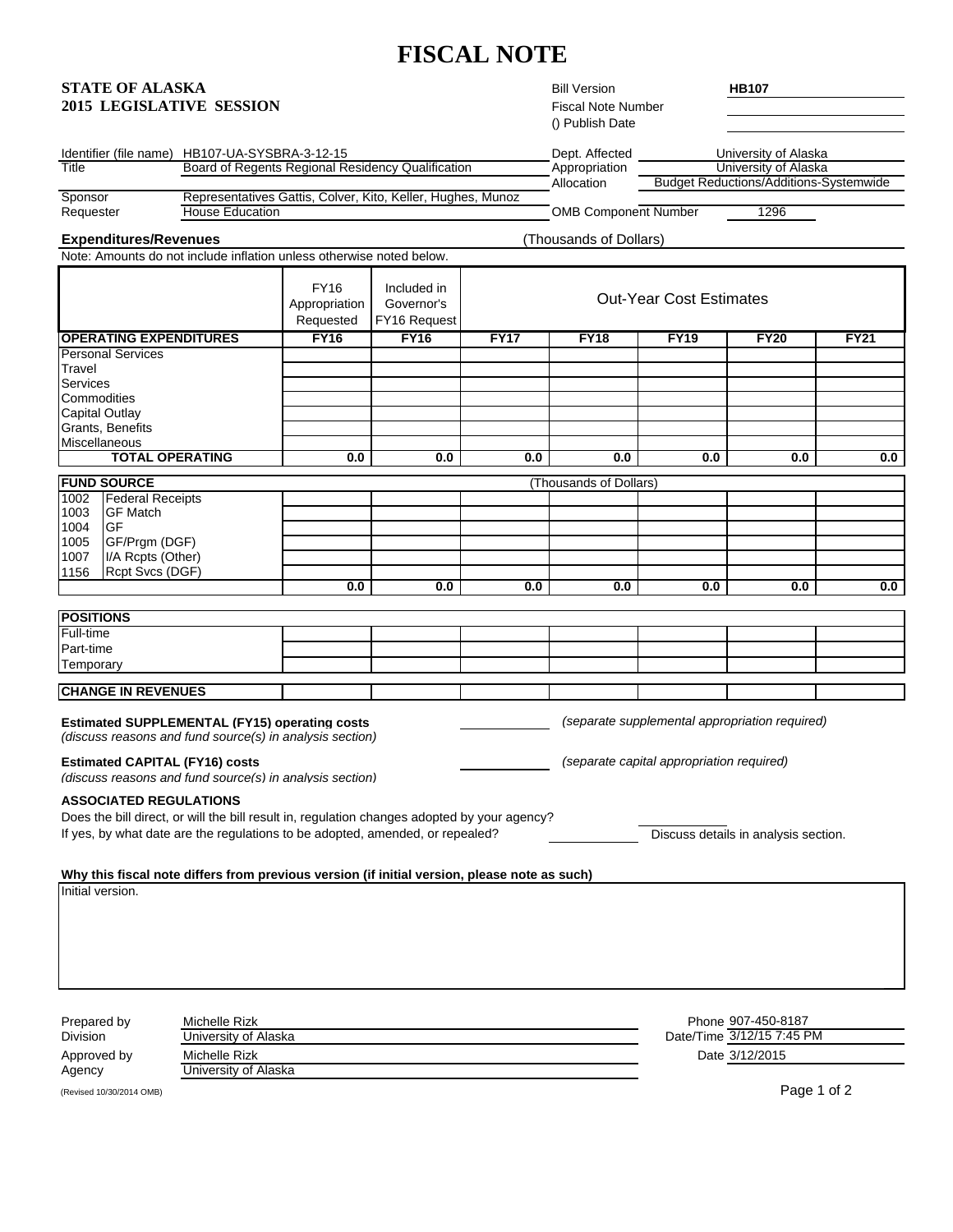# FISCAL NOTE

**STATE OF ALASKA**
**2015 LEGISLATIVE SESSION**

| | |
|---|---|
| Bill Version | **HB107** |
| Fiscal Note Number | |
| () Publish Date | |

| | | | |
|---|---|---|---|
| Identifier (file name) | HB107-UA-SYSBRA-3-12-15 | Dept. Affected | University of Alaska |
| Title | Board of Regents Regional Residency Qualification | Appropriation | University of Alaska |
| | | Allocation | Budget Reductions/Additions-Systemwide |
| Sponsor | Representatives Gattis, Colver, Kito, Keller, Hughes, Munoz | | |
| Requester | House Education | OMB Component Number | 1296 |

**Expenditures/Revenues** (Thousands of Dollars)

Note: Amounts do not include inflation unless otherwise noted below.

| | FY16 Appropriation Requested | Included in Governor's FY16 Request | Out-Year Cost Estimates | | | | |
|---|---|---|---|---|---|---|---|
| **OPERATING EXPENDITURES** | **FY16** | **FY16** | **FY17** | **FY18** | **FY19** | **FY20** | **FY21** |
| Personal Services | | | | | | | |
| Travel | | | | | | | |
| Services | | | | | | | |
| Commodities | | | | | | | |
| Capital Outlay | | | | | | | |
| Grants, Benefits | | | | | | | |
| Miscellaneous | | | | | | | |
| **TOTAL OPERATING** | **0.0** | **0.0** | **0.0** | **0.0** | **0.0** | **0.0** | **0.0** |

| **FUND SOURCE** | | | (Thousands of Dollars) | | | | |
|---|---|---|---|---|---|---|---|
| 1002 Federal Receipts | | | | | | | |
| 1003 GF Match | | | | | | | |
| 1004 GF | | | | | | | |
| 1005 GF/Prgm (DGF) | | | | | | | |
| 1007 I/A Rcpts (Other) | | | | | | | |
| 1156 Rcpt Svcs (DGF) | | | | | | | |
| | **0.0** | **0.0** | **0.0** | **0.0** | **0.0** | **0.0** | **0.0** |

| **POSITIONS** | | | | | | | |
|---|---|---|---|---|---|---|---|
| Full-time | | | | | | | |
| Part-time | | | | | | | |
| Temporary | | | | | | | |

| **CHANGE IN REVENUES** | | | | | | | |
|---|---|---|---|---|---|---|---|

**Estimated SUPPLEMENTAL (FY15) operating costs** ____ *(separate supplemental appropriation required)*
*(discuss reasons and fund source(s) in analysis section)*

**Estimated CAPITAL (FY16) costs** ____ *(separate capital appropriation required)*
*(discuss reasons and fund source(s) in analysis section)*

**ASSOCIATED REGULATIONS**

Does the bill direct, or will the bill result in, regulation changes adopted by your agency?
If yes, by what date are the regulations to be adopted, amended, or repealed? Discuss details in analysis section.

**Why this fiscal note differs from previous version (if initial version, please note as such)**

Initial version.

| | | | |
|---|---|---|---|
| Prepared by | Michelle Rizk | Phone | 907-450-8187 |
| Division | University of Alaska | Date/Time | 3/12/15 7:45 PM |
| Approved by | Michelle Rizk | Date | 3/12/2015 |
| Agency | University of Alaska | | |

(Revised 10/30/2014 OMB)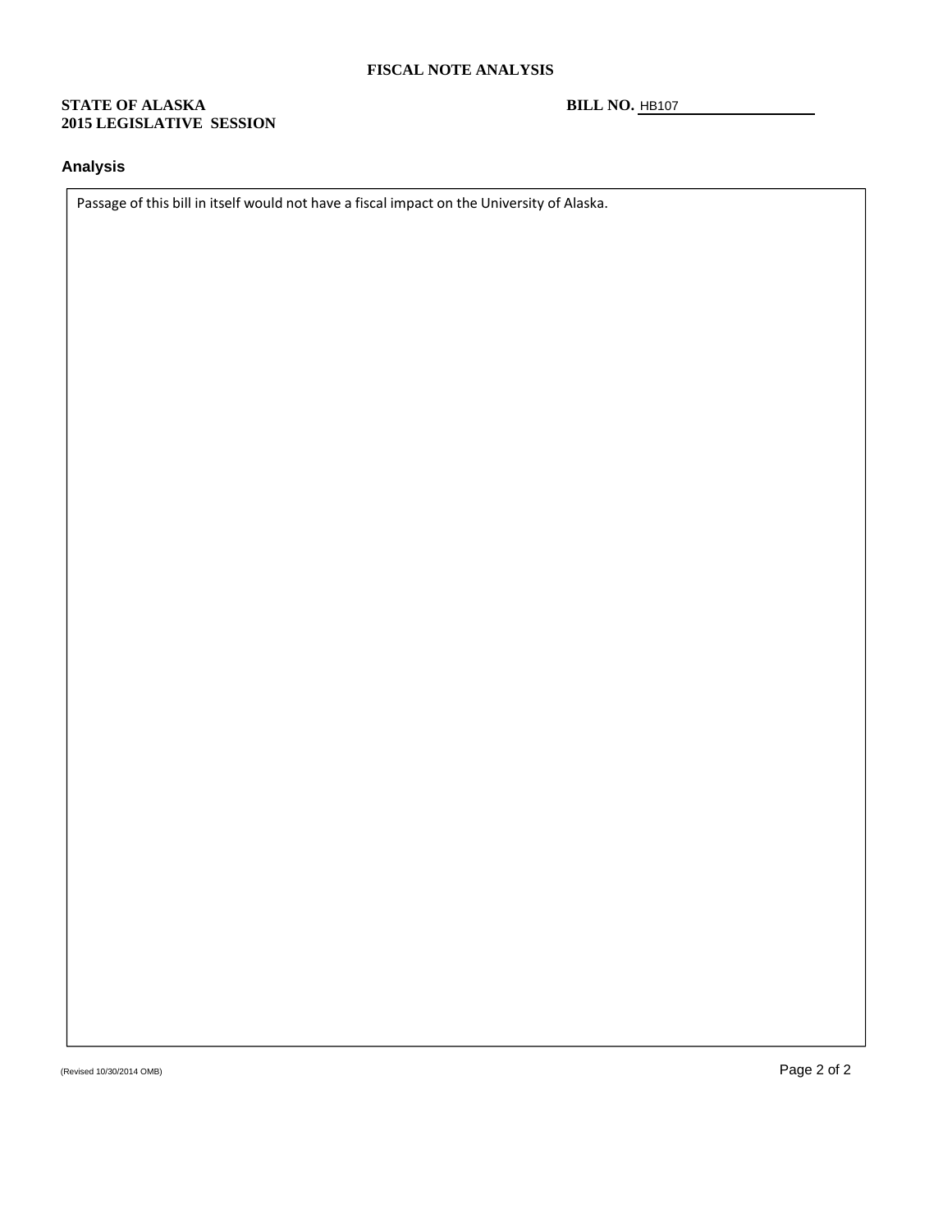**FISCAL NOTE ANALYSIS**

**STATE OF ALASKA**
**2015 LEGISLATIVE SESSION**

**BILL NO.** HB107

## Analysis

Passage of this bill in itself would not have a fiscal impact on the University of Alaska.

(Revised 10/30/2014 OMB)